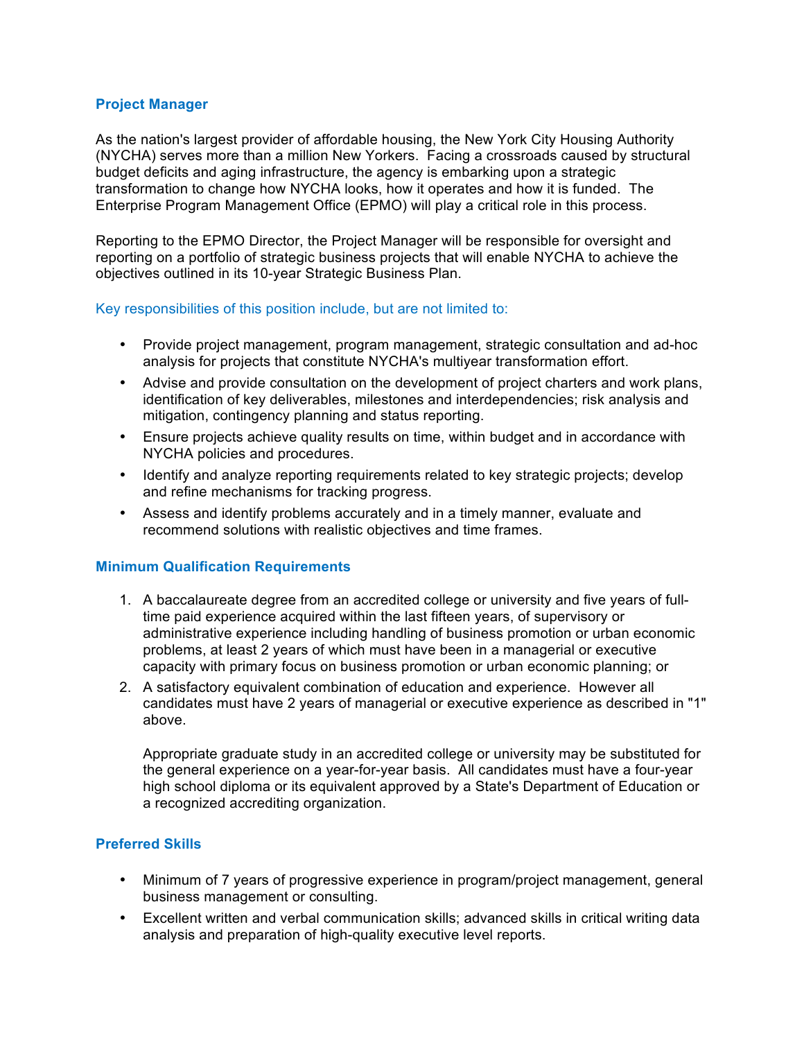## Project Manager

As the nation's largest provider of affordable housing, the New York City Housing Authority (NYCHA) serves more than a million New Yorkers. Facing a crossroads caused by structural budget deficits and aging infrastructure, the agency is embarking upon a strategic transformation to change how NYCHA looks, how it operates and how it is funded. The Enterprise Program Management Office (EPMO) will play a critical role in this process.

Reporting to the EPMO Director, the Project Manager will be responsible for oversight and reporting on a portfolio of strategic business projects that will enable NYCHA to achieve the objectives outlined in its 10-year Strategic Business Plan.

### Key responsibilities of this position include, but are not limited to:

- Provide project management, program management, strategic consultation and ad-hoc analysis for projects that constitute NYCHA's multiyear transformation effort.
- Advise and provide consultation on the development of project charters and work plans, identification of key deliverables, milestones and interdependencies; risk analysis and mitigation, contingency planning and status reporting.
- Ensure projects achieve quality results on time, within budget and in accordance with NYCHA policies and procedures.
- Identify and analyze reporting requirements related to key strategic projects; develop and refine mechanisms for tracking progress.
- Assess and identify problems accurately and in a timely manner, evaluate and recommend solutions with realistic objectives and time frames.

## Minimum Qualification Requirements

1. A baccalaureate degree from an accredited college or university and five years of full-time paid experience acquired within the last fifteen years, of supervisory or administrative experience including handling of business promotion or urban economic problems, at least 2 years of which must have been in a managerial or executive capacity with primary focus on business promotion or urban economic planning; or
2. A satisfactory equivalent combination of education and experience. However all candidates must have 2 years of managerial or executive experience as described in "1" above.

   Appropriate graduate study in an accredited college or university may be substituted for the general experience on a year-for-year basis. All candidates must have a four-year high school diploma or its equivalent approved by a State's Department of Education or a recognized accrediting organization.

## Preferred Skills

- Minimum of 7 years of progressive experience in program/project management, general business management or consulting.
- Excellent written and verbal communication skills; advanced skills in critical writing data analysis and preparation of high-quality executive level reports.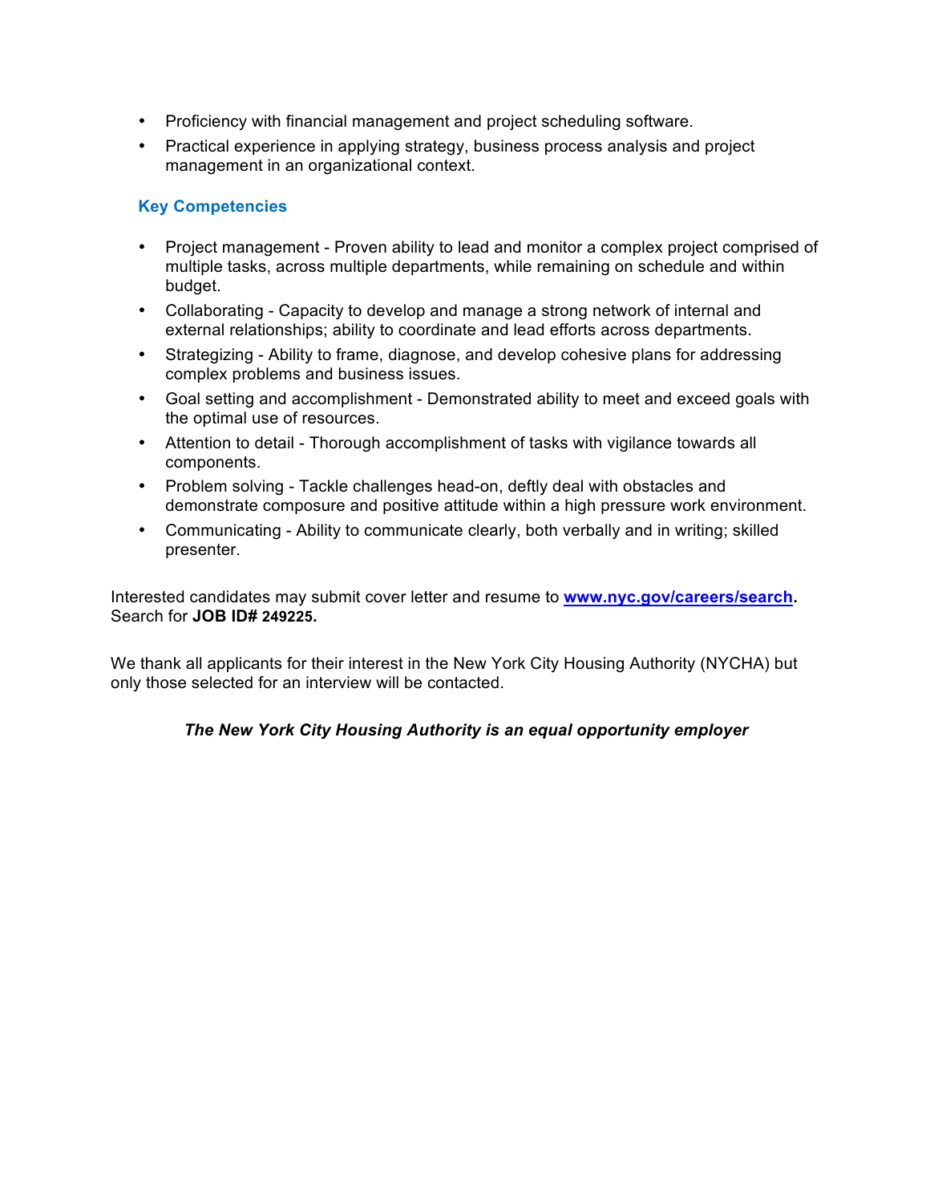- Proficiency with financial management and project scheduling software.
- Practical experience in applying strategy, business process analysis and project management in an organizational context.

### Key Competencies

- Project management - Proven ability to lead and monitor a complex project comprised of multiple tasks, across multiple departments, while remaining on schedule and within budget.
- Collaborating - Capacity to develop and manage a strong network of internal and external relationships; ability to coordinate and lead efforts across departments.
- Strategizing - Ability to frame, diagnose, and develop cohesive plans for addressing complex problems and business issues.
- Goal setting and accomplishment - Demonstrated ability to meet and exceed goals with the optimal use of resources.
- Attention to detail - Thorough accomplishment of tasks with vigilance towards all components.
- Problem solving - Tackle challenges head-on, deftly deal with obstacles and demonstrate composure and positive attitude within a high pressure work environment.
- Communicating - Ability to communicate clearly, both verbally and in writing; skilled presenter.

Interested candidates may submit cover letter and resume to **www.nyc.gov/careers/search.** Search for **JOB ID# 249225.**

We thank all applicants for their interest in the New York City Housing Authority (NYCHA) but only those selected for an interview will be contacted.

***The New York City Housing Authority is an equal opportunity employer***